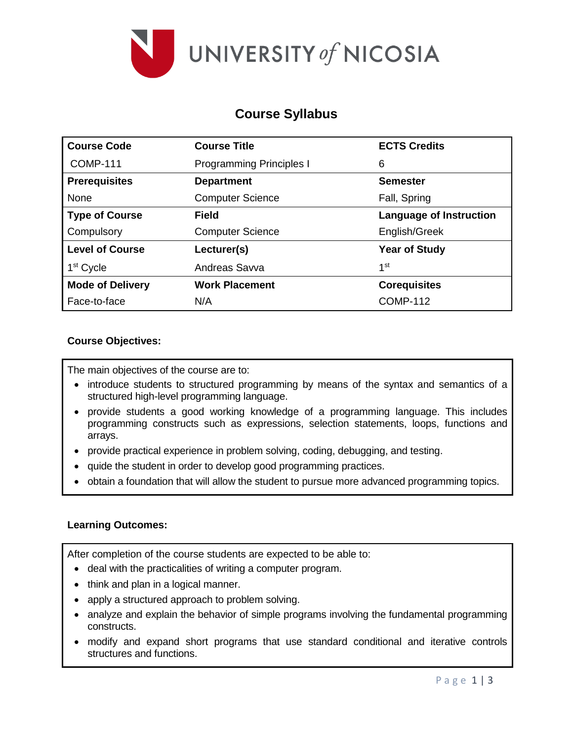UNIVERSITY *of* NICOSIA

# Course Syllabus

| Course Code | Course Title | ECTS Credits |
|---|---|---|
| COMP-111 | Programming Principles I | 6 |
| **Prerequisites** | **Department** | **Semester** |
| None | Computer Science | Fall, Spring |
| **Type of Course** | **Field** | **Language of Instruction** |
| Compulsory | Computer Science | English/Greek |
| **Level of Course** | **Lecturer(s)** | **Year of Study** |
| 1st Cycle | Andreas Savva | 1st |
| **Mode of Delivery** | **Work Placement** | **Corequisites** |
| Face-to-face | N/A | COMP-112 |

**Course Objectives:**

The main objectives of the course are to:

- introduce students to structured programming by means of the syntax and semantics of a structured high-level programming language.
- provide students a good working knowledge of a programming language. This includes programming constructs such as expressions, selection statements, loops, functions and arrays.
- provide practical experience in problem solving, coding, debugging, and testing.
- quide the student in order to develop good programming practices.
- obtain a foundation that will allow the student to pursue more advanced programming topics.

**Learning Outcomes:**

After completion of the course students are expected to be able to:

- deal with the practicalities of writing a computer program.
- think and plan in a logical manner.
- apply a structured approach to problem solving.
- analyze and explain the behavior of simple programs involving the fundamental programming constructs.
- modify and expand short programs that use standard conditional and iterative controls structures and functions.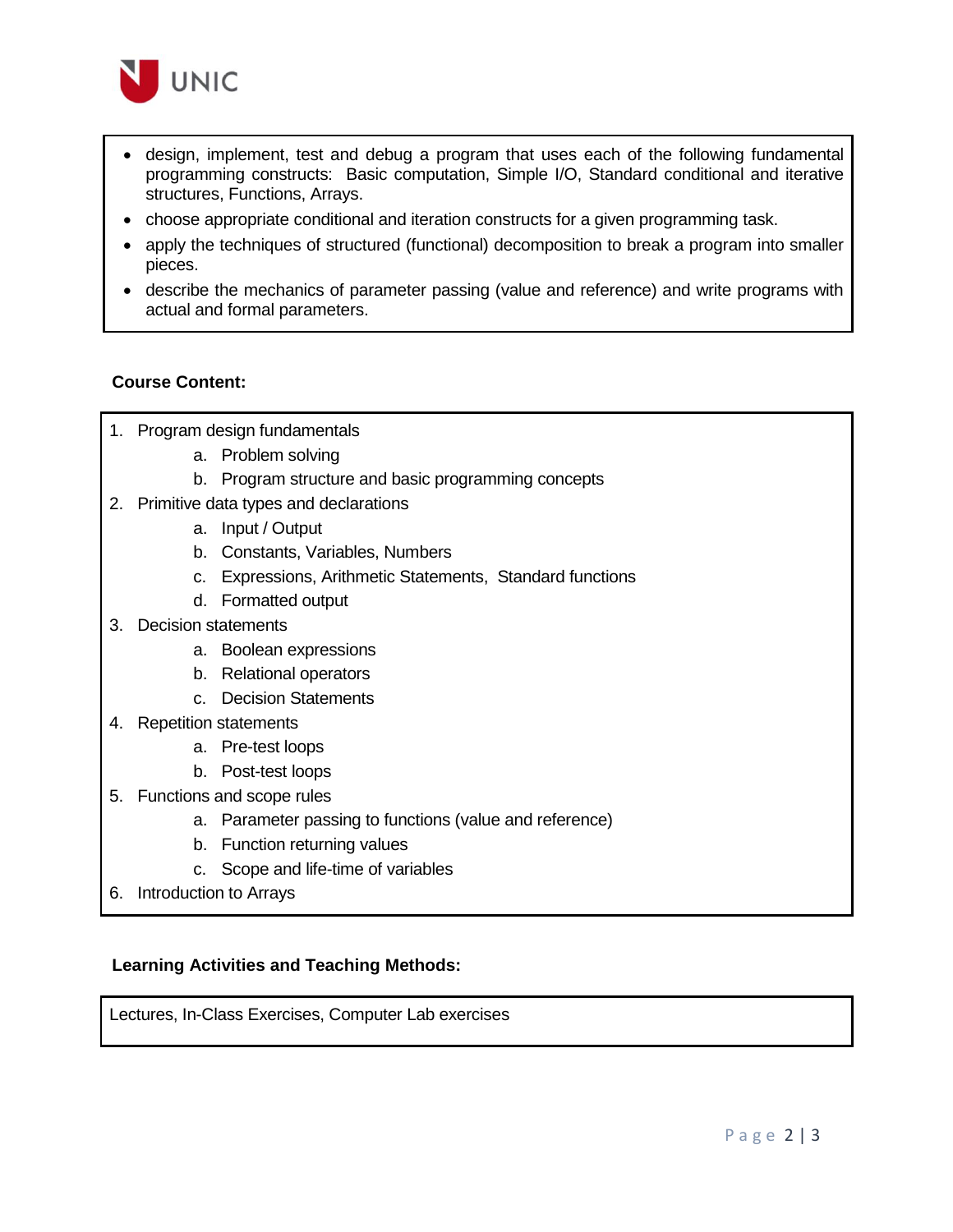- design, implement, test and debug a program that uses each of the following fundamental programming constructs: Basic computation, Simple I/O, Standard conditional and iterative structures, Functions, Arrays.
- choose appropriate conditional and iteration constructs for a given programming task.
- apply the techniques of structured (functional) decomposition to break a program into smaller pieces.
- describe the mechanics of parameter passing (value and reference) and write programs with actual and formal parameters.

**Course Content:**

1. Program design fundamentals
    a. Problem solving
    b. Program structure and basic programming concepts
2. Primitive data types and declarations
    a. Input / Output
    b. Constants, Variables, Numbers
    c. Expressions, Arithmetic Statements, Standard functions
    d. Formatted output
3. Decision statements
    a. Boolean expressions
    b. Relational operators
    c. Decision Statements
4. Repetition statements
    a. Pre-test loops
    b. Post-test loops
5. Functions and scope rules
    a. Parameter passing to functions (value and reference)
    b. Function returning values
    c. Scope and life-time of variables
6. Introduction to Arrays

**Learning Activities and Teaching Methods:**

Lectures, In-Class Exercises, Computer Lab exercises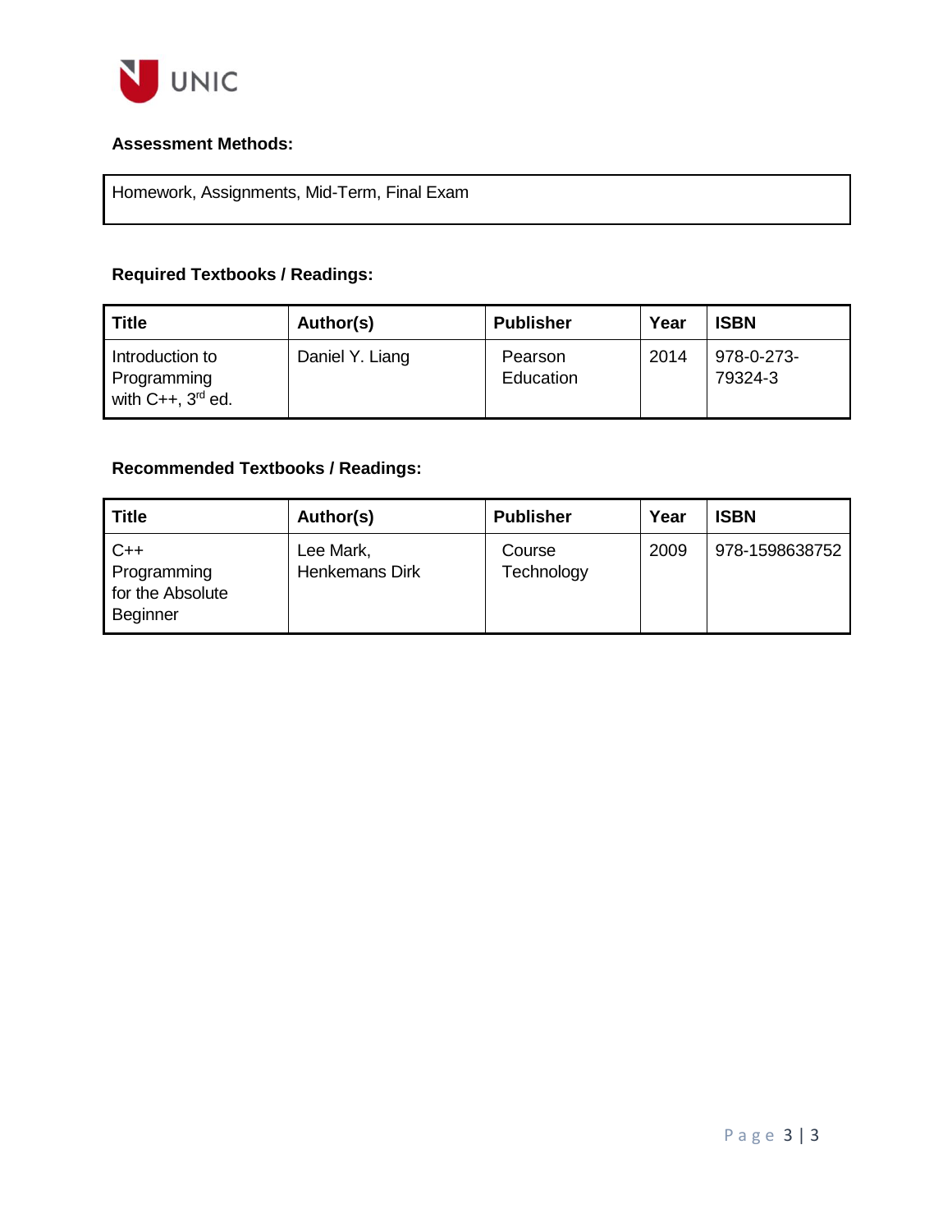**Assessment Methods:**

| |
|---|
| Homework, Assignments, Mid-Term, Final Exam |

**Required Textbooks / Readings:**

| Title | Author(s) | Publisher | Year | ISBN |
|---|---|---|---|---|
| Introduction to Programming with C++, 3rd ed. | Daniel Y. Liang | Pearson Education | 2014 | 978-0-273-79324-3 |

**Recommended Textbooks / Readings:**

| Title | Author(s) | Publisher | Year | ISBN |
|---|---|---|---|---|
| C++ Programming for the Absolute Beginner | Lee Mark, Henkemans Dirk | Course Technology | 2009 | 978-1598638752 |